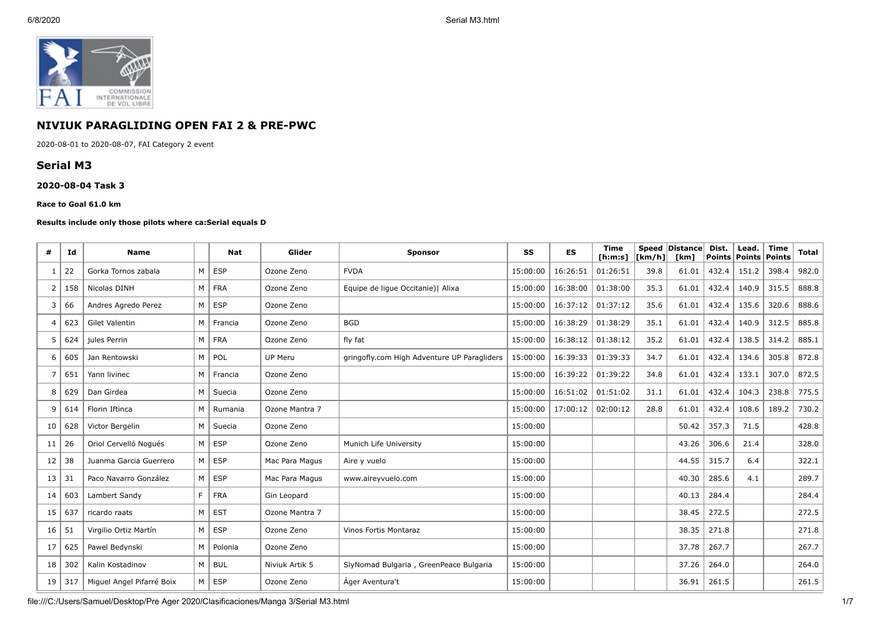## NIVIUK PARAGLIDING OPEN FAI 2 & PRE-PWC

2020-08-01 to 2020-08-07, FAI Category 2 event

## Serial M3

### 2020-08-04 Task 3

**Race to Goal 61.0 km**

**Results include only those pilots where ca:Serial equals D**

| # | Id | Name | | Nat | Glider | Sponsor | SS | ES | Time [h:m:s] | Speed [km/h] | Distance [km] | Dist. Points | Lead. Points | Time Points | Total |
|---|---|---|---|---|---|---|---|---|---|---|---|---|---|---|---|
| 1 | 22 | Gorka Tornos zabala | M | ESP | Ozone Zeno | FVDA | 15:00:00 | 16:26:51 | 01:26:51 | 39.8 | 61.01 | 432.4 | 151.2 | 398.4 | 982.0 |
| 2 | 158 | Nicolas DINH | M | FRA | Ozone Zeno | Equipe de ligue Occitanie)\| Alixa | 15:00:00 | 16:38:00 | 01:38:00 | 35.3 | 61.01 | 432.4 | 140.9 | 315.5 | 888.8 |
| 3 | 66 | Andres Agredo Perez | M | ESP | Ozone Zeno | | 15:00:00 | 16:37:12 | 01:37:12 | 35.6 | 61.01 | 432.4 | 135.6 | 320.6 | 888.6 |
| 4 | 623 | Gilet Valentin | M | Francia | Ozone Zeno | BGD | 15:00:00 | 16:38:29 | 01:38:29 | 35.1 | 61.01 | 432.4 | 140.9 | 312.5 | 885.8 |
| 5 | 624 | jules Perrin | M | FRA | Ozone Zeno | fly fat | 15:00:00 | 16:38:12 | 01:38:12 | 35.2 | 61.01 | 432.4 | 138.5 | 314.2 | 885.1 |
| 6 | 605 | Jan Rentowski | M | POL | UP Meru | gringofly.com High Adventure UP Paragliders | 15:00:00 | 16:39:33 | 01:39:33 | 34.7 | 61.01 | 432.4 | 134.6 | 305.8 | 872.8 |
| 7 | 651 | Yann livinec | M | Francia | Ozone Zeno | | 15:00:00 | 16:39:22 | 01:39:22 | 34.8 | 61.01 | 432.4 | 133.1 | 307.0 | 872.5 |
| 8 | 629 | Dan Girdea | M | Suecia | Ozone Zeno | | 15:00:00 | 16:51:02 | 01:51:02 | 31.1 | 61.01 | 432.4 | 104.3 | 238.8 | 775.5 |
| 9 | 614 | Florin Iftinca | M | Rumania | Ozone Mantra 7 | | 15:00:00 | 17:00:12 | 02:00:12 | 28.8 | 61.01 | 432.4 | 108.6 | 189.2 | 730.2 |
| 10 | 628 | Victor Bergelin | M | Suecia | Ozone Zeno | | 15:00:00 | | | | 50.42 | 357.3 | 71.5 | | 428.8 |
| 11 | 26 | Oriol Cervelló Nogués | M | ESP | Ozone Zeno | Munich Life University | 15:00:00 | | | | 43.26 | 306.6 | 21.4 | | 328.0 |
| 12 | 38 | Juanma Garcia Guerrero | M | ESP | Mac Para Magus | Aire y vuelo | 15:00:00 | | | | 44.55 | 315.7 | 6.4 | | 322.1 |
| 13 | 31 | Paco Navarro González | M | ESP | Mac Para Magus | www.aireyvuelo.com | 15:00:00 | | | | 40.30 | 285.6 | 4.1 | | 289.7 |
| 14 | 603 | Lambert Sandy | F | FRA | Gin Leopard | | 15:00:00 | | | | 40.13 | 284.4 | | | 284.4 |
| 15 | 637 | ricardo raats | M | EST | Ozone Mantra 7 | | 15:00:00 | | | | 38.45 | 272.5 | | | 272.5 |
| 16 | 51 | Virgilio Ortiz Martín | M | ESP | Ozone Zeno | Vinos Fortis Montaraz | 15:00:00 | | | | 38.35 | 271.8 | | | 271.8 |
| 17 | 625 | Pawel Bedynski | M | Polonia | Ozone Zeno | | 15:00:00 | | | | 37.78 | 267.7 | | | 267.7 |
| 18 | 302 | Kalin Kostadinov | M | BUL | Niviuk Artik 5 | SlyNomad Bulgaria , GreenPeace Bulgaria | 15:00:00 | | | | 37.26 | 264.0 | | | 264.0 |
| 19 | 317 | Miguel Angel Pifarré Boix | M | ESP | Ozone Zeno | Àger Aventura't | 15:00:00 | | | | 36.91 | 261.5 | | | 261.5 |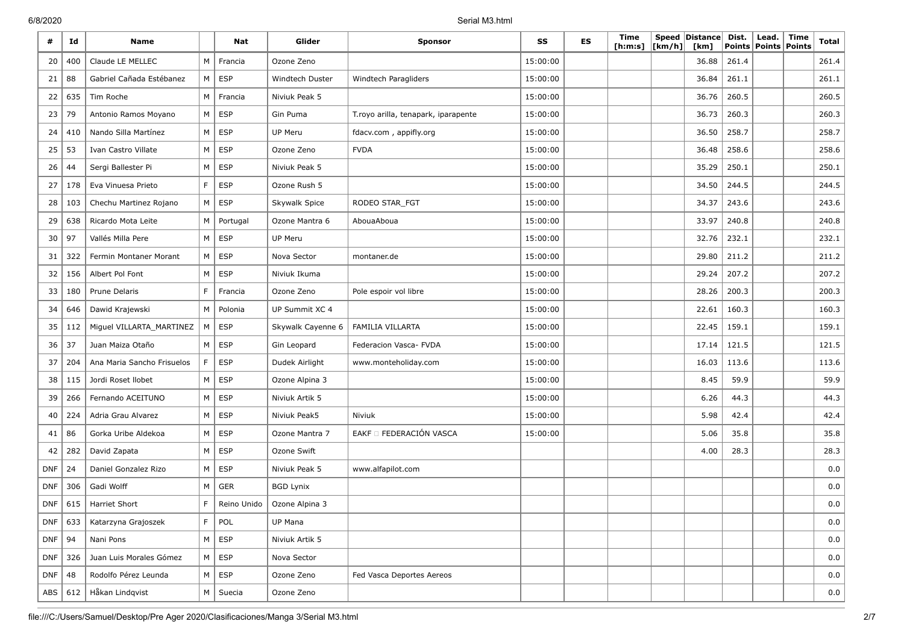| # | Id | Name | | Nat | Glider | Sponsor | SS | ES | Time [h:m:s] | Speed [km/h] | Distance [km] | Dist. Points | Lead. Points | Time Points | Total |
|---|---|---|---|---|---|---|---|---|---|---|---|---|---|---|---|
| 20 | 400 | Claude LE MELLEC | M | Francia | Ozone Zeno | | 15:00:00 | | | | 36.88 | 261.4 | | | 261.4 |
| 21 | 88 | Gabriel Cañada Estébanez | M | ESP | Windtech Duster | Windtech Paragliders | 15:00:00 | | | | 36.84 | 261.1 | | | 261.1 |
| 22 | 635 | Tim Roche | M | Francia | Niviuk Peak 5 | | 15:00:00 | | | | 36.76 | 260.5 | | | 260.5 |
| 23 | 79 | Antonio Ramos Moyano | M | ESP | Gin Puma | T.royo arilla, tenapark, iparapente | 15:00:00 | | | | 36.73 | 260.3 | | | 260.3 |
| 24 | 410 | Nando Silla Martínez | M | ESP | UP Meru | fdacv.com , appifly.org | 15:00:00 | | | | 36.50 | 258.7 | | | 258.7 |
| 25 | 53 | Ivan Castro Villate | M | ESP | Ozone Zeno | FVDA | 15:00:00 | | | | 36.48 | 258.6 | | | 258.6 |
| 26 | 44 | Sergi Ballester Pi | M | ESP | Niviuk Peak 5 | | 15:00:00 | | | | 35.29 | 250.1 | | | 250.1 |
| 27 | 178 | Eva Vinuesa Prieto | F | ESP | Ozone Rush 5 | | 15:00:00 | | | | 34.50 | 244.5 | | | 244.5 |
| 28 | 103 | Chechu Martinez Rojano | M | ESP | Skywalk Spice | RODEO STAR_FGT | 15:00:00 | | | | 34.37 | 243.6 | | | 243.6 |
| 29 | 638 | Ricardo Mota Leite | M | Portugal | Ozone Mantra 6 | AbouaAboua | 15:00:00 | | | | 33.97 | 240.8 | | | 240.8 |
| 30 | 97 | Vallés Milla Pere | M | ESP | UP Meru | | 15:00:00 | | | | 32.76 | 232.1 | | | 232.1 |
| 31 | 322 | Fermin Montaner Morant | M | ESP | Nova Sector | montaner.de | 15:00:00 | | | | 29.80 | 211.2 | | | 211.2 |
| 32 | 156 | Albert Pol Font | M | ESP | Niviuk Ikuma | | 15:00:00 | | | | 29.24 | 207.2 | | | 207.2 |
| 33 | 180 | Prune Delaris | F | Francia | Ozone Zeno | Pole espoir vol libre | 15:00:00 | | | | 28.26 | 200.3 | | | 200.3 |
| 34 | 646 | Dawid Krajewski | M | Polonia | UP Summit XC 4 | | 15:00:00 | | | | 22.61 | 160.3 | | | 160.3 |
| 35 | 112 | Miguel VILLARTA_MARTINEZ | M | ESP | Skywalk Cayenne 6 | FAMILIA VILLARTA | 15:00:00 | | | | 22.45 | 159.1 | | | 159.1 |
| 36 | 37 | Juan Maiza Otaño | M | ESP | Gin Leopard | Federacion Vasca- FVDA | 15:00:00 | | | | 17.14 | 121.5 | | | 121.5 |
| 37 | 204 | Ana Maria Sancho Frisuelos | F | ESP | Dudek Airlight | www.monteholiday.com | 15:00:00 | | | | 16.03 | 113.6 | | | 113.6 |
| 38 | 115 | Jordi Roset llobet | M | ESP | Ozone Alpina 3 | | 15:00:00 | | | | 8.45 | 59.9 | | | 59.9 |
| 39 | 266 | Fernando ACEITUNO | M | ESP | Niviuk Artik 5 | | 15:00:00 | | | | 6.26 | 44.3 | | | 44.3 |
| 40 | 224 | Adria Grau Alvarez | M | ESP | Niviuk Peak5 | Niviuk | 15:00:00 | | | | 5.98 | 42.4 | | | 42.4 |
| 41 | 86 | Gorka Uribe Aldekoa | M | ESP | Ozone Mantra 7 | EAKF □ FEDERACIÓN VASCA | 15:00:00 | | | | 5.06 | 35.8 | | | 35.8 |
| 42 | 282 | David Zapata | M | ESP | Ozone Swift | | | | | | 4.00 | 28.3 | | | 28.3 |
| DNF | 24 | Daniel Gonzalez Rizo | M | ESP | Niviuk Peak 5 | www.alfapilot.com | | | | | | | | | 0.0 |
| DNF | 306 | Gadi Wolff | M | GER | BGD Lynix | | | | | | | | | | 0.0 |
| DNF | 615 | Harriet Short | F | Reino Unido | Ozone Alpina 3 | | | | | | | | | | 0.0 |
| DNF | 633 | Katarzyna Grajoszek | F | POL | UP Mana | | | | | | | | | | 0.0 |
| DNF | 94 | Nani Pons | M | ESP | Niviuk Artik 5 | | | | | | | | | | 0.0 |
| DNF | 326 | Juan Luis Morales Gómez | M | ESP | Nova Sector | | | | | | | | | | 0.0 |
| DNF | 48 | Rodolfo Pérez Leunda | M | ESP | Ozone Zeno | Fed Vasca Deportes Aereos | | | | | | | | | 0.0 |
| ABS | 612 | Håkan Lindqvist | M | Suecia | Ozone Zeno | | | | | | | | | | 0.0 |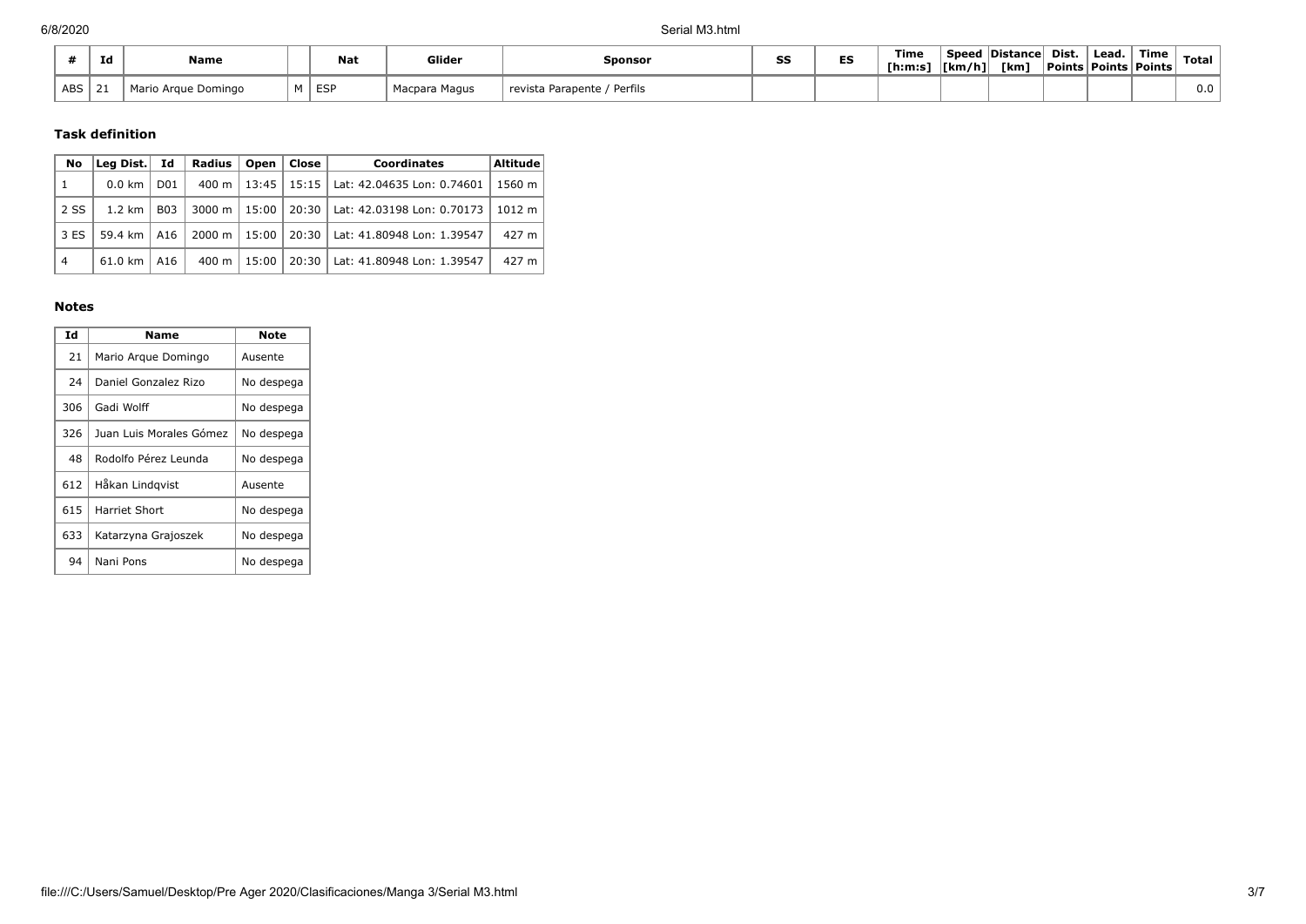| # | Id | Name | | Nat | Glider | Sponsor | SS | ES | Time [h:m:s] | Speed [km/h] | Distance [km] | Dist. Points | Lead. Points | Time Points | Total |
|---|---|---|---|---|---|---|---|---|---|---|---|---|---|---|---|
| ABS | 21 | Mario Arque Domingo | M | ESP | Macpara Magus | revista Parapente / Perfils | | | | | | | | | 0.0 |

### Task definition

| No | Leg Dist. | Id | Radius | Open | Close | Coordinates | Altitude |
|---|---|---|---|---|---|---|---|
| 1 | 0.0 km | D01 | 400 m | 13:45 | 15:15 | Lat: 42.04635 Lon: 0.74601 | 1560 m |
| 2 SS | 1.2 km | B03 | 3000 m | 15:00 | 20:30 | Lat: 42.03198 Lon: 0.70173 | 1012 m |
| 3 ES | 59.4 km | A16 | 2000 m | 15:00 | 20:30 | Lat: 41.80948 Lon: 1.39547 | 427 m |
| 4 | 61.0 km | A16 | 400 m | 15:00 | 20:30 | Lat: 41.80948 Lon: 1.39547 | 427 m |

### Notes

| Id | Name | Note |
|---|---|---|
| 21 | Mario Arque Domingo | Ausente |
| 24 | Daniel Gonzalez Rizo | No despega |
| 306 | Gadi Wolff | No despega |
| 326 | Juan Luis Morales Gómez | No despega |
| 48 | Rodolfo Pérez Leunda | No despega |
| 612 | Håkan Lindqvist | Ausente |
| 615 | Harriet Short | No despega |
| 633 | Katarzyna Grajoszek | No despega |
| 94 | Nani Pons | No despega |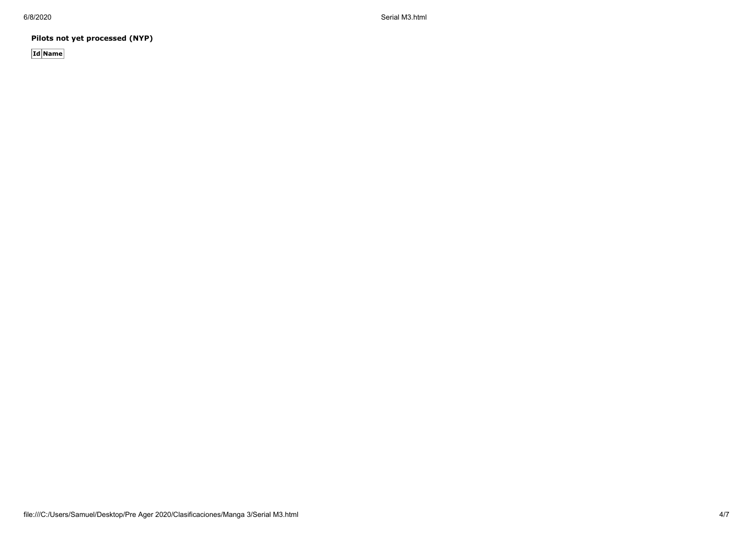**Pilots not yet processed (NYP)**

| Id | Name |
|---|---|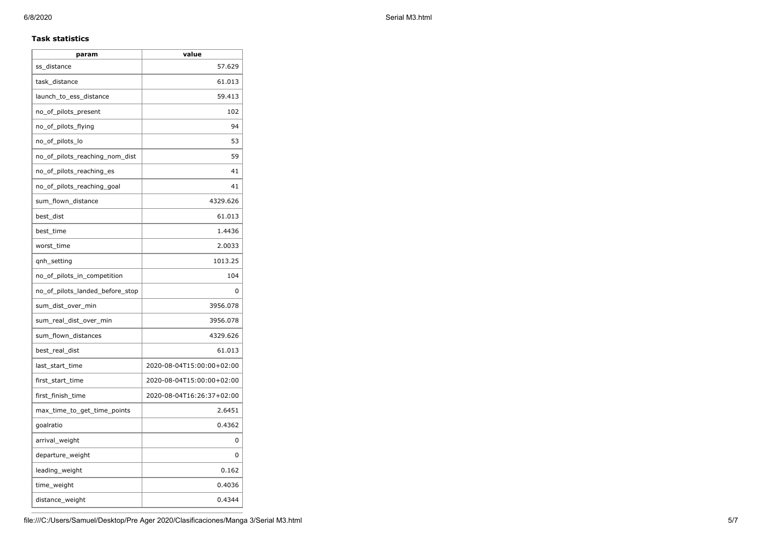**Task statistics**

| param | value |
| --- | --- |
| ss_distance | 57.629 |
| task_distance | 61.013 |
| launch_to_ess_distance | 59.413 |
| no_of_pilots_present | 102 |
| no_of_pilots_flying | 94 |
| no_of_pilots_lo | 53 |
| no_of_pilots_reaching_nom_dist | 59 |
| no_of_pilots_reaching_es | 41 |
| no_of_pilots_reaching_goal | 41 |
| sum_flown_distance | 4329.626 |
| best_dist | 61.013 |
| best_time | 1.4436 |
| worst_time | 2.0033 |
| qnh_setting | 1013.25 |
| no_of_pilots_in_competition | 104 |
| no_of_pilots_landed_before_stop | 0 |
| sum_dist_over_min | 3956.078 |
| sum_real_dist_over_min | 3956.078 |
| sum_flown_distances | 4329.626 |
| best_real_dist | 61.013 |
| last_start_time | 2020-08-04T15:00:00+02:00 |
| first_start_time | 2020-08-04T15:00:00+02:00 |
| first_finish_time | 2020-08-04T16:26:37+02:00 |
| max_time_to_get_time_points | 2.6451 |
| goalratio | 0.4362 |
| arrival_weight | 0 |
| departure_weight | 0 |
| leading_weight | 0.162 |
| time_weight | 0.4036 |
| distance_weight | 0.4344 |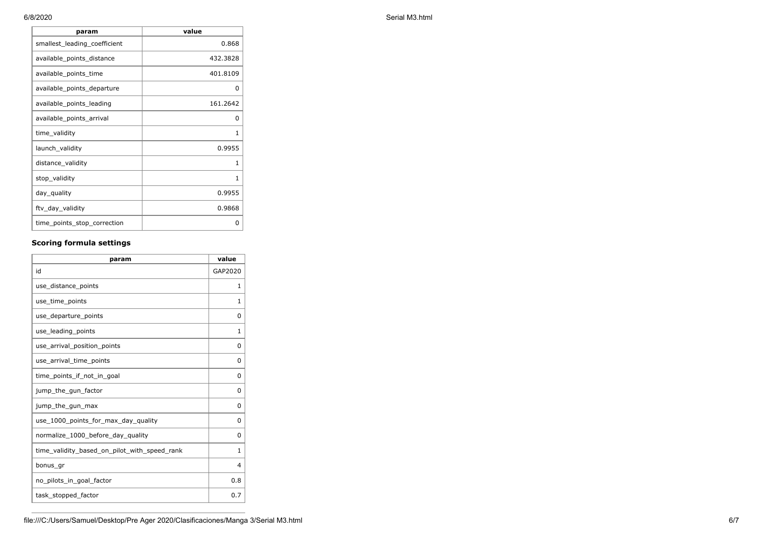| param | value |
| --- | --- |
| smallest_leading_coefficient | 0.868 |
| available_points_distance | 432.3828 |
| available_points_time | 401.8109 |
| available_points_departure | 0 |
| available_points_leading | 161.2642 |
| available_points_arrival | 0 |
| time_validity | 1 |
| launch_validity | 0.9955 |
| distance_validity | 1 |
| stop_validity | 1 |
| day_quality | 0.9955 |
| ftv_day_validity | 0.9868 |
| time_points_stop_correction | 0 |

### Scoring formula settings

| param | value |
| --- | --- |
| id | GAP2020 |
| use_distance_points | 1 |
| use_time_points | 1 |
| use_departure_points | 0 |
| use_leading_points | 1 |
| use_arrival_position_points | 0 |
| use_arrival_time_points | 0 |
| time_points_if_not_in_goal | 0 |
| jump_the_gun_factor | 0 |
| jump_the_gun_max | 0 |
| use_1000_points_for_max_day_quality | 0 |
| normalize_1000_before_day_quality | 0 |
| time_validity_based_on_pilot_with_speed_rank | 1 |
| bonus_gr | 4 |
| no_pilots_in_goal_factor | 0.8 |
| task_stopped_factor | 0.7 |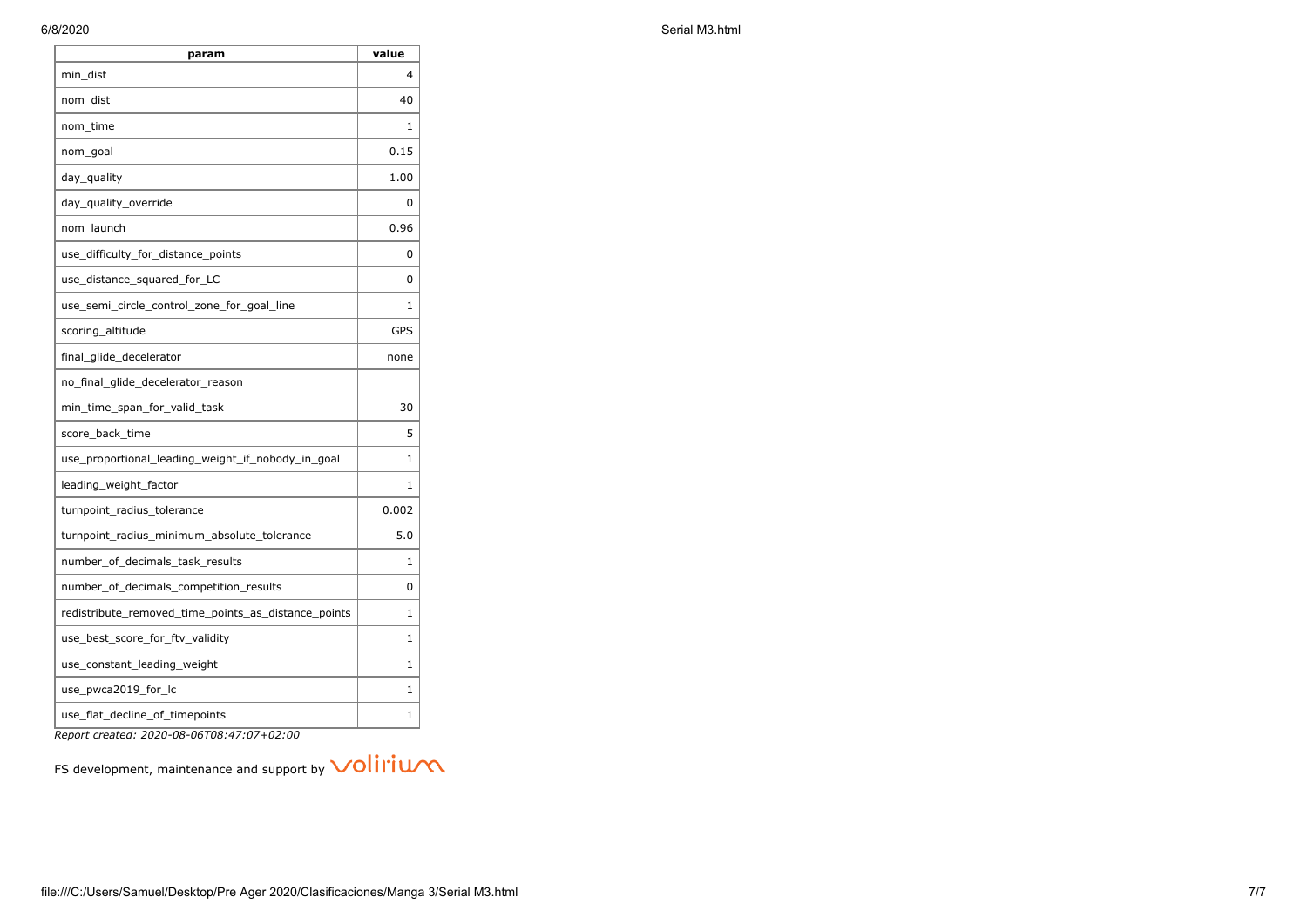| param | value |
|---|---|
| min_dist | 4 |
| nom_dist | 40 |
| nom_time | 1 |
| nom_goal | 0.15 |
| day_quality | 1.00 |
| day_quality_override | 0 |
| nom_launch | 0.96 |
| use_difficulty_for_distance_points | 0 |
| use_distance_squared_for_LC | 0 |
| use_semi_circle_control_zone_for_goal_line | 1 |
| scoring_altitude | GPS |
| final_glide_decelerator | none |
| no_final_glide_decelerator_reason | |
| min_time_span_for_valid_task | 30 |
| score_back_time | 5 |
| use_proportional_leading_weight_if_nobody_in_goal | 1 |
| leading_weight_factor | 1 |
| turnpoint_radius_tolerance | 0.002 |
| turnpoint_radius_minimum_absolute_tolerance | 5.0 |
| number_of_decimals_task_results | 1 |
| number_of_decimals_competition_results | 0 |
| redistribute_removed_time_points_as_distance_points | 1 |
| use_best_score_for_ftv_validity | 1 |
| use_constant_leading_weight | 1 |
| use_pwca2019_for_lc | 1 |
| use_flat_decline_of_timepoints | 1 |

*Report created: 2020-08-06T08:47:07+02:00*

FS development, maintenance and support by volirium